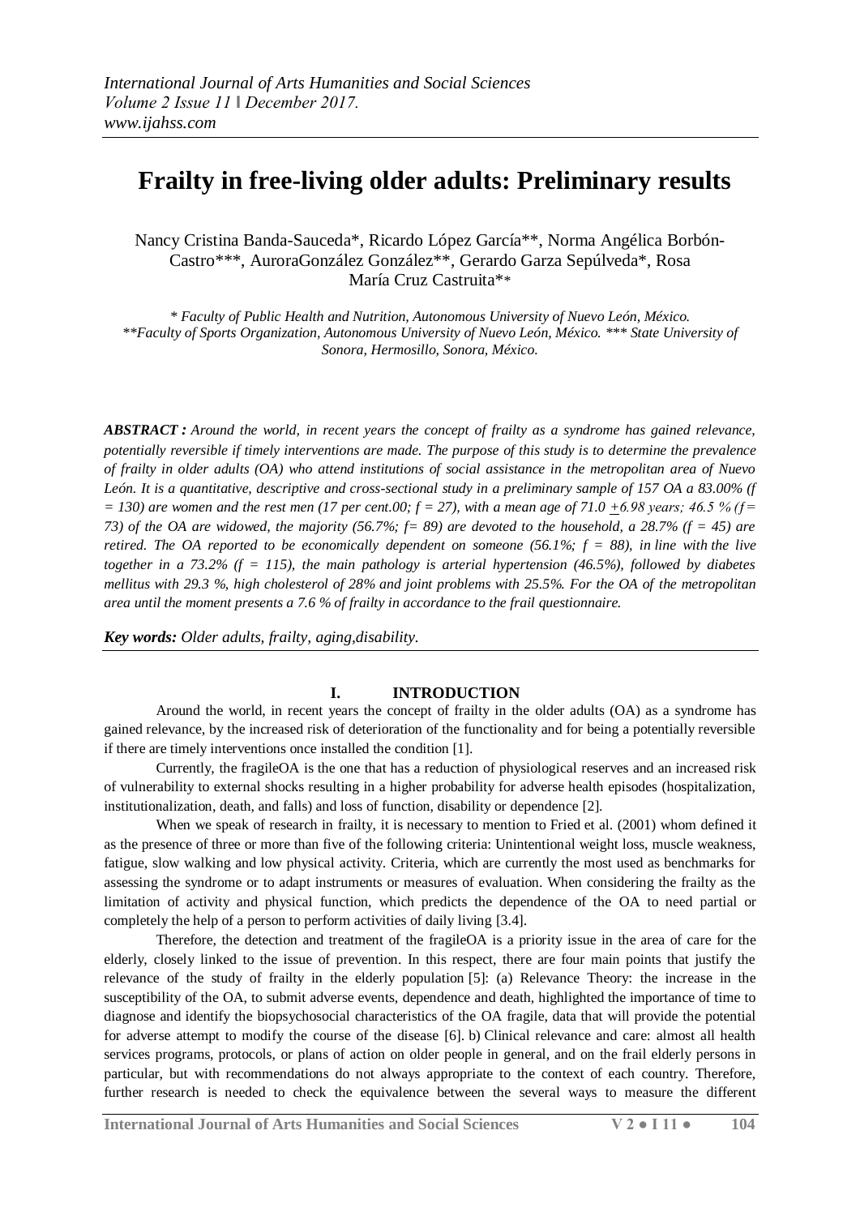# Frailty in free-living older adults: Preliminary results

Nancy Cristina Banda-Sauceda*, Ricardo López García**, Norma Angélica Borbón-Castro***, AuroraGonzález González**, Gerardo Garza Sepúlveda*, Rosa María Cruz Castruita**

*\* Faculty of Public Health and Nutrition, Autonomous University of Nuevo León, México.*
*\*\*Faculty of Sports Organization, Autonomous University of Nuevo León, México. \*\*\* State University of Sonora, Hermosillo, Sonora, México.*

***ABSTRACT :*** *Around the world, in recent years the concept of frailty as a syndrome has gained relevance, potentially reversible if timely interventions are made. The purpose of this study is to determine the prevalence of frailty in older adults (OA) who attend institutions of social assistance in the metropolitan area of Nuevo León. It is a quantitative, descriptive and cross-sectional study in a preliminary sample of 157 OA a 83.00% (f = 130) are women and the rest men (17 per cent.00; f = 27), with a mean age of 71.0 ±6.98 years; 46.5 % (f = 73) of the OA are widowed, the majority (56.7%; f= 89) are devoted to the household, a 28.7% (f = 45) are retired. The OA reported to be economically dependent on someone (56.1%; f = 88), in line with the live together in a 73.2% (f = 115), the main pathology is arterial hypertension (46.5%), followed by diabetes mellitus with 29.3 %, high cholesterol of 28% and joint problems with 25.5%. For the OA of the metropolitan area until the moment presents a 7.6 % of frailty in accordance to the frail questionnaire.*

***Key words:*** *Older adults, frailty, aging,disability.*

## I. INTRODUCTION

Around the world, in recent years the concept of frailty in the older adults (OA) as a syndrome has gained relevance, by the increased risk of deterioration of the functionality and for being a potentially reversible if there are timely interventions once installed the condition [1].

Currently, the fragileOA is the one that has a reduction of physiological reserves and an increased risk of vulnerability to external shocks resulting in a higher probability for adverse health episodes (hospitalization, institutionalization, death, and falls) and loss of function, disability or dependence [2].

When we speak of research in frailty, it is necessary to mention to Fried et al. (2001) whom defined it as the presence of three or more than five of the following criteria: Unintentional weight loss, muscle weakness, fatigue, slow walking and low physical activity. Criteria, which are currently the most used as benchmarks for assessing the syndrome or to adapt instruments or measures of evaluation. When considering the frailty as the limitation of activity and physical function, which predicts the dependence of the OA to need partial or completely the help of a person to perform activities of daily living [3.4].

Therefore, the detection and treatment of the fragileOA is a priority issue in the area of care for the elderly, closely linked to the issue of prevention. In this respect, there are four main points that justify the relevance of the study of frailty in the elderly population [5]: (a) Relevance Theory: the increase in the susceptibility of the OA, to submit adverse events, dependence and death, highlighted the importance of time to diagnose and identify the biopsychosocial characteristics of the OA fragile, data that will provide the potential for adverse attempt to modify the course of the disease [6]. b) Clinical relevance and care: almost all health services programs, protocols, or plans of action on older people in general, and on the frail elderly persons in particular, but with recommendations do not always appropriate to the context of each country. Therefore, further research is needed to check the equivalence between the several ways to measure the different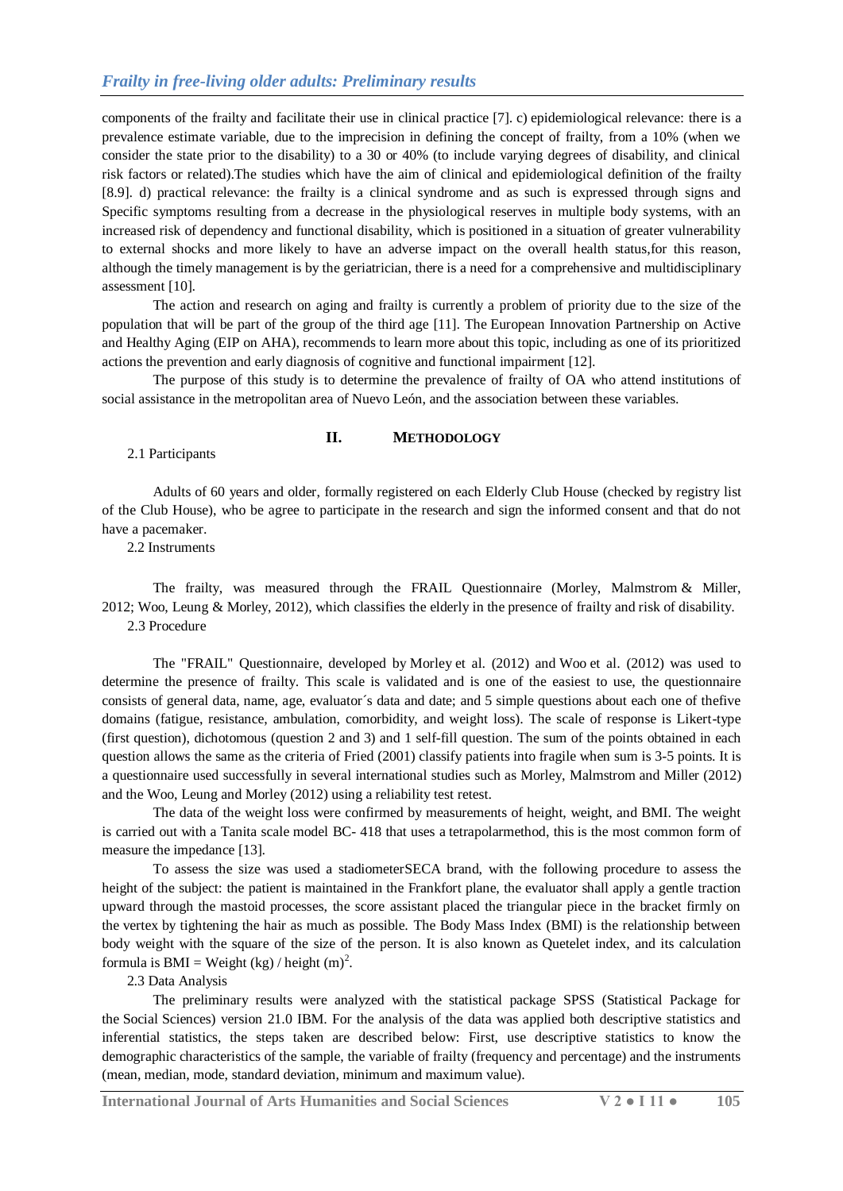components of the frailty and facilitate their use in clinical practice [7]. c) epidemiological relevance: there is a prevalence estimate variable, due to the imprecision in defining the concept of frailty, from a 10% (when we consider the state prior to the disability) to a 30 or 40% (to include varying degrees of disability, and clinical risk factors or related).The studies which have the aim of clinical and epidemiological definition of the frailty [8.9]. d) practical relevance: the frailty is a clinical syndrome and as such is expressed through signs and Specific symptoms resulting from a decrease in the physiological reserves in multiple body systems, with an increased risk of dependency and functional disability, which is positioned in a situation of greater vulnerability to external shocks and more likely to have an adverse impact on the overall health status,for this reason, although the timely management is by the geriatrician, there is a need for a comprehensive and multidisciplinary assessment [10].

The action and research on aging and frailty is currently a problem of priority due to the size of the population that will be part of the group of the third age [11]. The European Innovation Partnership on Active and Healthy Aging (EIP on AHA), recommends to learn more about this topic, including as one of its prioritized actions the prevention and early diagnosis of cognitive and functional impairment [12].

The purpose of this study is to determine the prevalence of frailty of OA who attend institutions of social assistance in the metropolitan area of Nuevo León, and the association between these variables.

## II. METHODOLOGY

2.1 Participants

Adults of 60 years and older, formally registered on each Elderly Club House (checked by registry list of the Club House), who be agree to participate in the research and sign the informed consent and that do not have a pacemaker.

2.2 Instruments

The frailty, was measured through the FRAIL Questionnaire (Morley, Malmstrom & Miller, 2012; Woo, Leung & Morley, 2012), which classifies the elderly in the presence of frailty and risk of disability.

2.3 Procedure

The "FRAIL" Questionnaire, developed by Morley et al. (2012) and Woo et al. (2012) was used to determine the presence of frailty. This scale is validated and is one of the easiest to use, the questionnaire consists of general data, name, age, evaluator´s data and date; and 5 simple questions about each one of thefive domains (fatigue, resistance, ambulation, comorbidity, and weight loss). The scale of response is Likert-type (first question), dichotomous (question 2 and 3) and 1 self-fill question. The sum of the points obtained in each question allows the same as the criteria of Fried (2001) classify patients into fragile when sum is 3-5 points. It is a questionnaire used successfully in several international studies such as Morley, Malmstrom and Miller (2012) and the Woo, Leung and Morley (2012) using a reliability test retest.

The data of the weight loss were confirmed by measurements of height, weight, and BMI. The weight is carried out with a Tanita scale model BC- 418 that uses a tetrapolarmethod, this is the most common form of measure the impedance [13].

To assess the size was used a stadiometerSECA brand, with the following procedure to assess the height of the subject: the patient is maintained in the Frankfort plane, the evaluator shall apply a gentle traction upward through the mastoid processes, the score assistant placed the triangular piece in the bracket firmly on the vertex by tightening the hair as much as possible. The Body Mass Index (BMI) is the relationship between body weight with the square of the size of the person. It is also known as Quetelet index, and its calculation formula is BMI = Weight (kg) / height $(m)^2$.

2.3 Data Analysis

The preliminary results were analyzed with the statistical package SPSS (Statistical Package for the Social Sciences) version 21.0 IBM. For the analysis of the data was applied both descriptive statistics and inferential statistics, the steps taken are described below: First, use descriptive statistics to know the demographic characteristics of the sample, the variable of frailty (frequency and percentage) and the instruments (mean, median, mode, standard deviation, minimum and maximum value).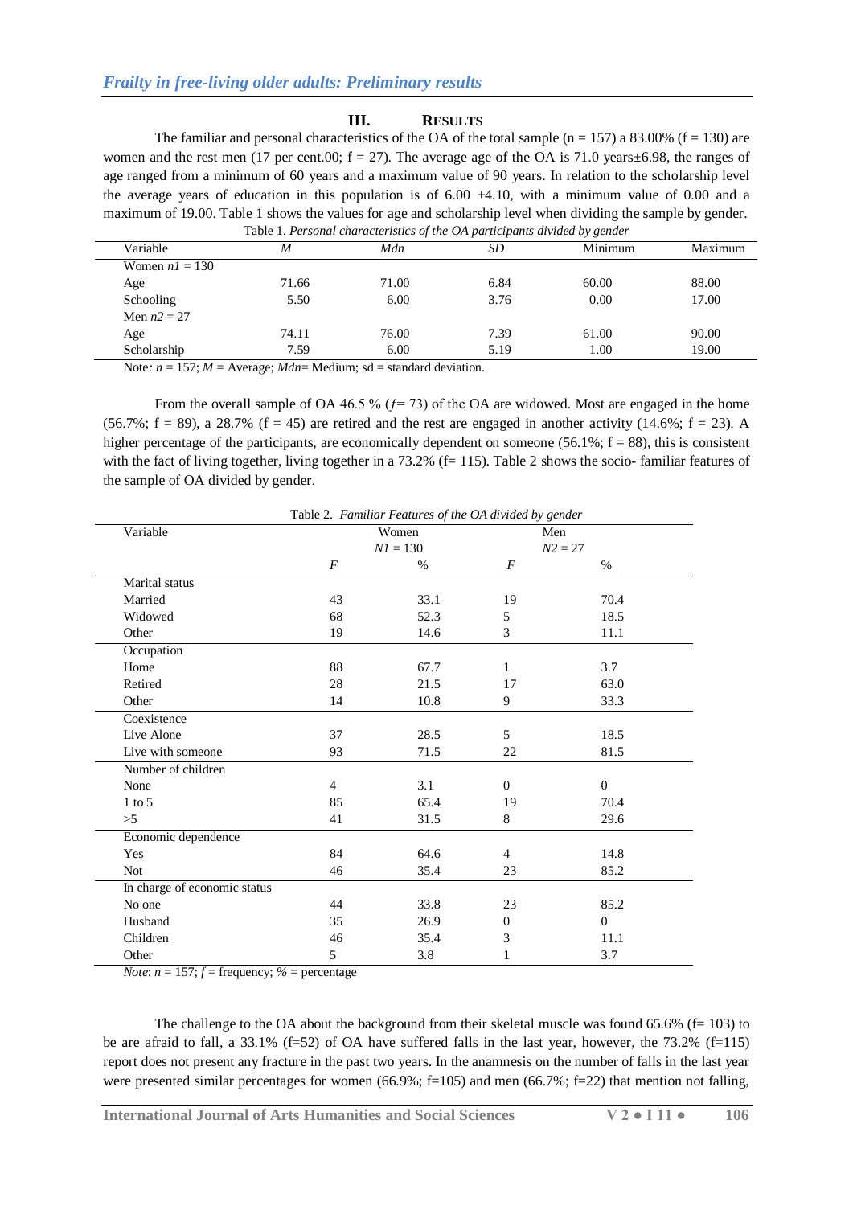## III. RESULTS

The familiar and personal characteristics of the OA of the total sample (n = 157) a 83.00% (f = 130) are women and the rest men (17 per cent.00; f = 27). The average age of the OA is 71.0 years±6.98, the ranges of age ranged from a minimum of 60 years and a maximum value of 90 years. In relation to the scholarship level the average years of education in this population is of 6.00 ±4.10, with a minimum value of 0.00 and a maximum of 19.00. Table 1 shows the values for age and scholarship level when dividing the sample by gender.

Table 1. *Personal characteristics of the OA participants divided by gender*

| Variable | *M* | *Mdn* | *SD* | Minimum | Maximum |
|---|---|---|---|---|---|
| Women *n1* = 130 | | | | | |
| Age | 71.66 | 71.00 | 6.84 | 60.00 | 88.00 |
| Schooling | 5.50 | 6.00 | 3.76 | 0.00 | 17.00 |
| Men *n2* = 27 | | | | | |
| Age | 74.11 | 76.00 | 7.39 | 61.00 | 90.00 |
| Scholarship | 7.59 | 6.00 | 5.19 | 1.00 | 19.00 |

Note*:* *n* = 157; *M* = Average; *Mdn*= Medium; sd = standard deviation.

From the overall sample of OA 46.5 % (*f*= 73) of the OA are widowed. Most are engaged in the home (56.7%; f = 89), a 28.7% (f = 45) are retired and the rest are engaged in another activity (14.6%; f = 23). A higher percentage of the participants, are economically dependent on someone (56.1%; f = 88), this is consistent with the fact of living together, living together in a 73.2% (f= 115). Table 2 shows the socio- familiar features of the sample of OA divided by gender.

Table 2. *Familiar Features of the OA divided by gender*

| Variable | Women *N1* = 130 | | Men *N2* = 27 | |
|---|---|---|---|---|
| | *F* | % | *F* | % |
| Marital status | | | | |
| Married | 43 | 33.1 | 19 | 70.4 |
| Widowed | 68 | 52.3 | 5 | 18.5 |
| Other | 19 | 14.6 | 3 | 11.1 |
| Occupation | | | | |
| Home | 88 | 67.7 | 1 | 3.7 |
| Retired | 28 | 21.5 | 17 | 63.0 |
| Other | 14 | 10.8 | 9 | 33.3 |
| Coexistence | | | | |
| Live Alone | 37 | 28.5 | 5 | 18.5 |
| Live with someone | 93 | 71.5 | 22 | 81.5 |
| Number of children | | | | |
| None | 4 | 3.1 | 0 | 0 |
| 1 to 5 | 85 | 65.4 | 19 | 70.4 |
| >5 | 41 | 31.5 | 8 | 29.6 |
| Economic dependence | | | | |
| Yes | 84 | 64.6 | 4 | 14.8 |
| Not | 46 | 35.4 | 23 | 85.2 |
| In charge of economic status | | | | |
| No one | 44 | 33.8 | 23 | 85.2 |
| Husband | 35 | 26.9 | 0 | 0 |
| Children | 46 | 35.4 | 3 | 11.1 |
| Other | 5 | 3.8 | 1 | 3.7 |

*Note*: *n* = 157; *f* = frequency; % = percentage

The challenge to the OA about the background from their skeletal muscle was found 65.6% (f= 103) to be are afraid to fall, a 33.1% (f=52) of OA have suffered falls in the last year, however, the 73.2% (f=115) report does not present any fracture in the past two years. In the anamnesis on the number of falls in the last year were presented similar percentages for women (66.9%; f=105) and men (66.7%; f=22) that mention not falling,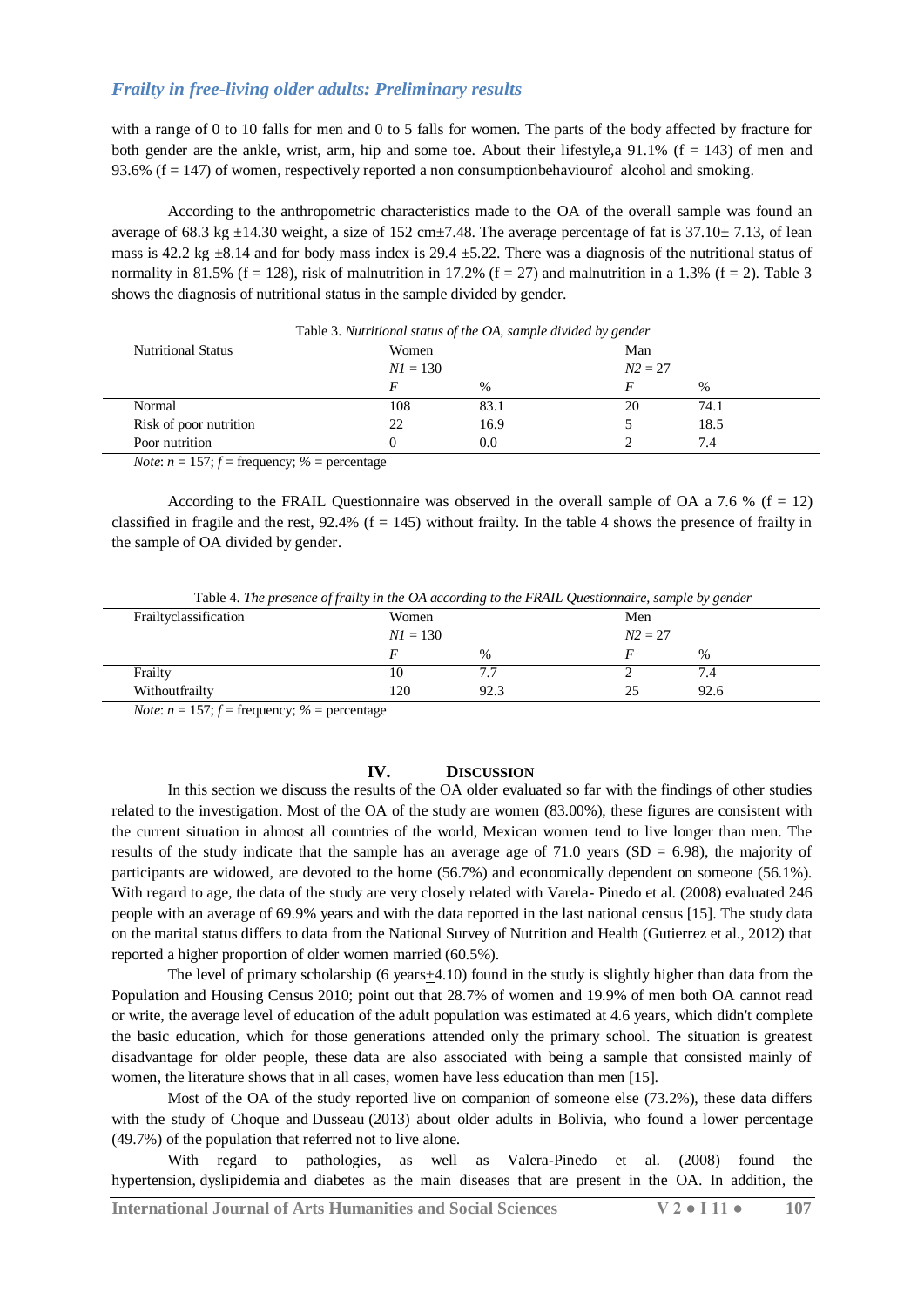with a range of 0 to 10 falls for men and 0 to 5 falls for women. The parts of the body affected by fracture for both gender are the ankle, wrist, arm, hip and some toe. About their lifestyle,a 91.1% (f = 143) of men and 93.6% (f = 147) of women, respectively reported a non consumptionbehaviourof alcohol and smoking.

According to the anthropometric characteristics made to the OA of the overall sample was found an average of 68.3 kg ±14.30 weight, a size of 152 cm±7.48. The average percentage of fat is 37.10± 7.13, of lean mass is 42.2 kg ±8.14 and for body mass index is 29.4 ±5.22. There was a diagnosis of the nutritional status of normality in 81.5% (f = 128), risk of malnutrition in 17.2% (f = 27) and malnutrition in a 1.3% (f = 2). Table 3 shows the diagnosis of nutritional status in the sample divided by gender.

Table 3. *Nutritional status of the OA, sample divided by gender*

| Nutritional Status | Women | | Man | |
|---|---|---|---|---|
| | *N1* = 130 | | *N2* = 27 | |
| | *F* | % | *F* | % |
| Normal | 108 | 83.1 | 20 | 74.1 |
| Risk of poor nutrition | 22 | 16.9 | 5 | 18.5 |
| Poor nutrition | 0 | 0.0 | 2 | 7.4 |

*Note*: *n* = 157; *f* = frequency; % = percentage

According to the FRAIL Questionnaire was observed in the overall sample of OA a 7.6 % (f = 12) classified in fragile and the rest, 92.4% (f = 145) without frailty. In the table 4 shows the presence of frailty in the sample of OA divided by gender.

Table 4. *The presence of frailty in the OA according to the FRAIL Questionnaire, sample by gender*

| Frailtyclassification | Women | | Men | |
|---|---|---|---|---|
| | *N1* = 130 | | *N2* = 27 | |
| | *F* | % | *F* | % |
| Frailty | 10 | 7.7 | 2 | 7.4 |
| Withoutfrailty | 120 | 92.3 | 25 | 92.6 |

*Note*: *n* = 157; *f* = frequency; % = percentage

## IV. DISCUSSION

In this section we discuss the results of the OA older evaluated so far with the findings of other studies related to the investigation. Most of the OA of the study are women (83.00%), these figures are consistent with the current situation in almost all countries of the world, Mexican women tend to live longer than men. The results of the study indicate that the sample has an average age of 71.0 years (SD = 6.98), the majority of participants are widowed, are devoted to the home (56.7%) and economically dependent on someone (56.1%). With regard to age, the data of the study are very closely related with Varela- Pinedo et al. (2008) evaluated 246 people with an average of 69.9% years and with the data reported in the last national census [15]. The study data on the marital status differs to data from the National Survey of Nutrition and Health (Gutierrez et al., 2012) that reported a higher proportion of older women married (60.5%).

The level of primary scholarship (6 years±4.10) found in the study is slightly higher than data from the Population and Housing Census 2010; point out that 28.7% of women and 19.9% of men both OA cannot read or write, the average level of education of the adult population was estimated at 4.6 years, which didn't complete the basic education, which for those generations attended only the primary school. The situation is greatest disadvantage for older people, these data are also associated with being a sample that consisted mainly of women, the literature shows that in all cases, women have less education than men [15].

Most of the OA of the study reported live on companion of someone else (73.2%), these data differs with the study of Choque and Dusseau (2013) about older adults in Bolivia, who found a lower percentage (49.7%) of the population that referred not to live alone.

With regard to pathologies, as well as Valera-Pinedo et al. (2008) found the hypertension, dyslipidemia and diabetes as the main diseases that are present in the OA. In addition, the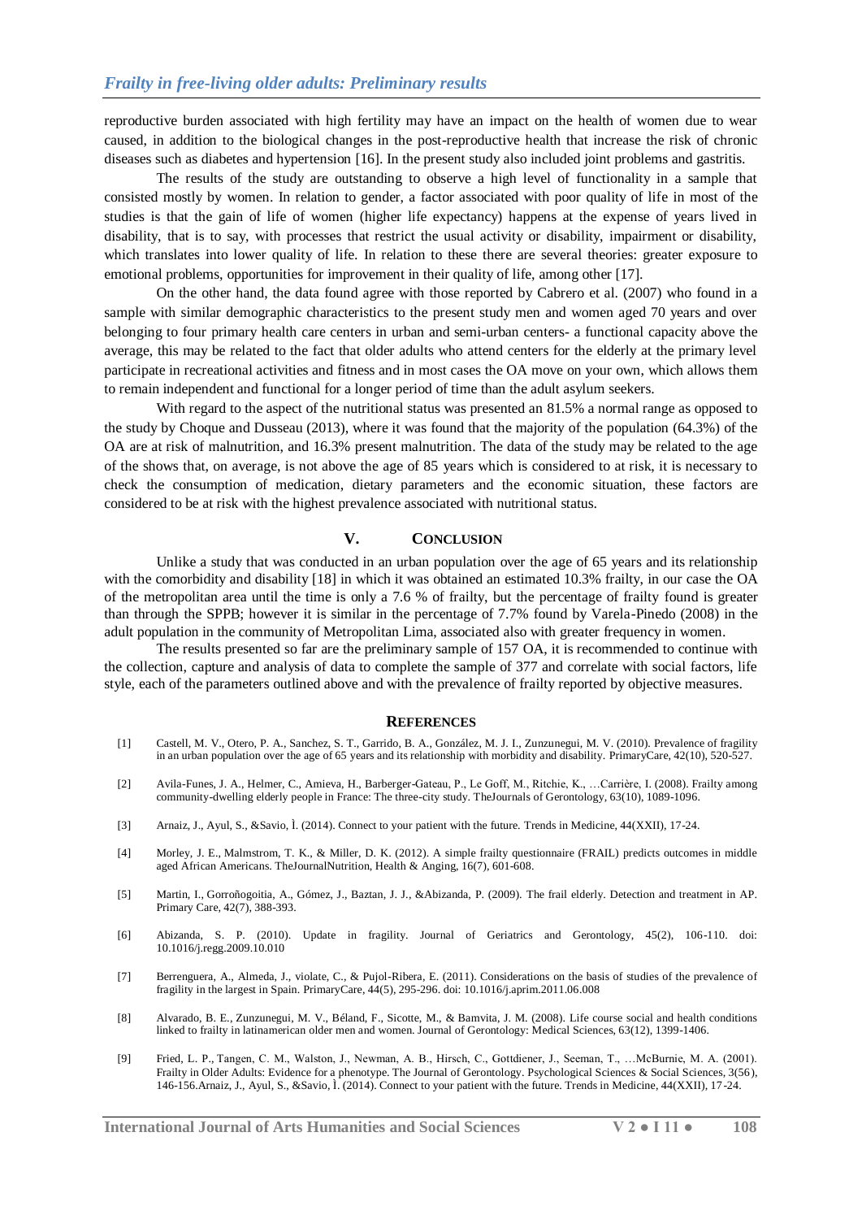reproductive burden associated with high fertility may have an impact on the health of women due to wear caused, in addition to the biological changes in the post-reproductive health that increase the risk of chronic diseases such as diabetes and hypertension [16]. In the present study also included joint problems and gastritis.

The results of the study are outstanding to observe a high level of functionality in a sample that consisted mostly by women. In relation to gender, a factor associated with poor quality of life in most of the studies is that the gain of life of women (higher life expectancy) happens at the expense of years lived in disability, that is to say, with processes that restrict the usual activity or disability, impairment or disability, which translates into lower quality of life. In relation to these there are several theories: greater exposure to emotional problems, opportunities for improvement in their quality of life, among other [17].

On the other hand, the data found agree with those reported by Cabrero et al. (2007) who found in a sample with similar demographic characteristics to the present study men and women aged 70 years and over belonging to four primary health care centers in urban and semi-urban centers- a functional capacity above the average, this may be related to the fact that older adults who attend centers for the elderly at the primary level participate in recreational activities and fitness and in most cases the OA move on your own, which allows them to remain independent and functional for a longer period of time than the adult asylum seekers.

With regard to the aspect of the nutritional status was presented an 81.5% a normal range as opposed to the study by Choque and Dusseau (2013), where it was found that the majority of the population (64.3%) of the OA are at risk of malnutrition, and 16.3% present malnutrition. The data of the study may be related to the age of the shows that, on average, is not above the age of 85 years which is considered to at risk, it is necessary to check the consumption of medication, dietary parameters and the economic situation, these factors are considered to be at risk with the highest prevalence associated with nutritional status.

## V. CONCLUSION

Unlike a study that was conducted in an urban population over the age of 65 years and its relationship with the comorbidity and disability [18] in which it was obtained an estimated 10.3% frailty, in our case the OA of the metropolitan area until the time is only a 7.6 % of frailty, but the percentage of frailty found is greater than through the SPPB; however it is similar in the percentage of 7.7% found by Varela-Pinedo (2008) in the adult population in the community of Metropolitan Lima, associated also with greater frequency in women.

The results presented so far are the preliminary sample of 157 OA, it is recommended to continue with the collection, capture and analysis of data to complete the sample of 377 and correlate with social factors, life style, each of the parameters outlined above and with the prevalence of frailty reported by objective measures.

## REFERENCES

[1] Castell, M. V., Otero, P. A., Sanchez, S. T., Garrido, B. A., González, M. J. I., Zunzunegui, M. V. (2010). Prevalence of fragility in an urban population over the age of 65 years and its relationship with morbidity and disability. PrimaryCare, 42(10), 520-527.

[2] Avila-Funes, J. A., Helmer, C., Amieva, H., Barberger-Gateau, P., Le Goff, M., Ritchie, K., …Carrière, I. (2008). Frailty among community-dwelling elderly people in France: The three-city study. TheJournals of Gerontology, 63(10), 1089-1096.

[3] Arnaiz, J., Ayul, S., &Savio, Ì. (2014). Connect to your patient with the future. Trends in Medicine, 44(XXII), 17-24.

[4] Morley, J. E., Malmstrom, T. K., & Miller, D. K. (2012). A simple frailty questionnaire (FRAIL) predicts outcomes in middle aged African Americans. TheJournalNutrition, Health & Anging, 16(7), 601-608.

[5] Martin, I., Gorroñogoitia, A., Gómez, J., Baztan, J. J., &Abizanda, P. (2009). The frail elderly. Detection and treatment in AP. Primary Care, 42(7), 388-393.

[6] Abizanda, S. P. (2010). Update in fragility. Journal of Geriatrics and Gerontology, 45(2), 106-110. doi: 10.1016/j.regg.2009.10.010

[7] Berrenguera, A., Almeda, J., violate, C., & Pujol-Ribera, E. (2011). Considerations on the basis of studies of the prevalence of fragility in the largest in Spain. PrimaryCare, 44(5), 295-296. doi: 10.1016/j.aprim.2011.06.008

[8] Alvarado, B. E., Zunzunegui, M. V., Béland, F., Sicotte, M., & Bamvita, J. M. (2008). Life course social and health conditions linked to frailty in latinamerican older men and women. Journal of Gerontology: Medical Sciences, 63(12), 1399-1406.

[9] Fried, L. P., Tangen, C. M., Walston, J., Newman, A. B., Hirsch, C., Gottdiener, J., Seeman, T., …McBurnie, M. A. (2001). Frailty in Older Adults: Evidence for a phenotype. The Journal of Gerontology. Psychological Sciences & Social Sciences, 3(56), 146-156.Arnaiz, J., Ayul, S., &Savio, Ì. (2014). Connect to your patient with the future. Trends in Medicine, 44(XXII), 17-24.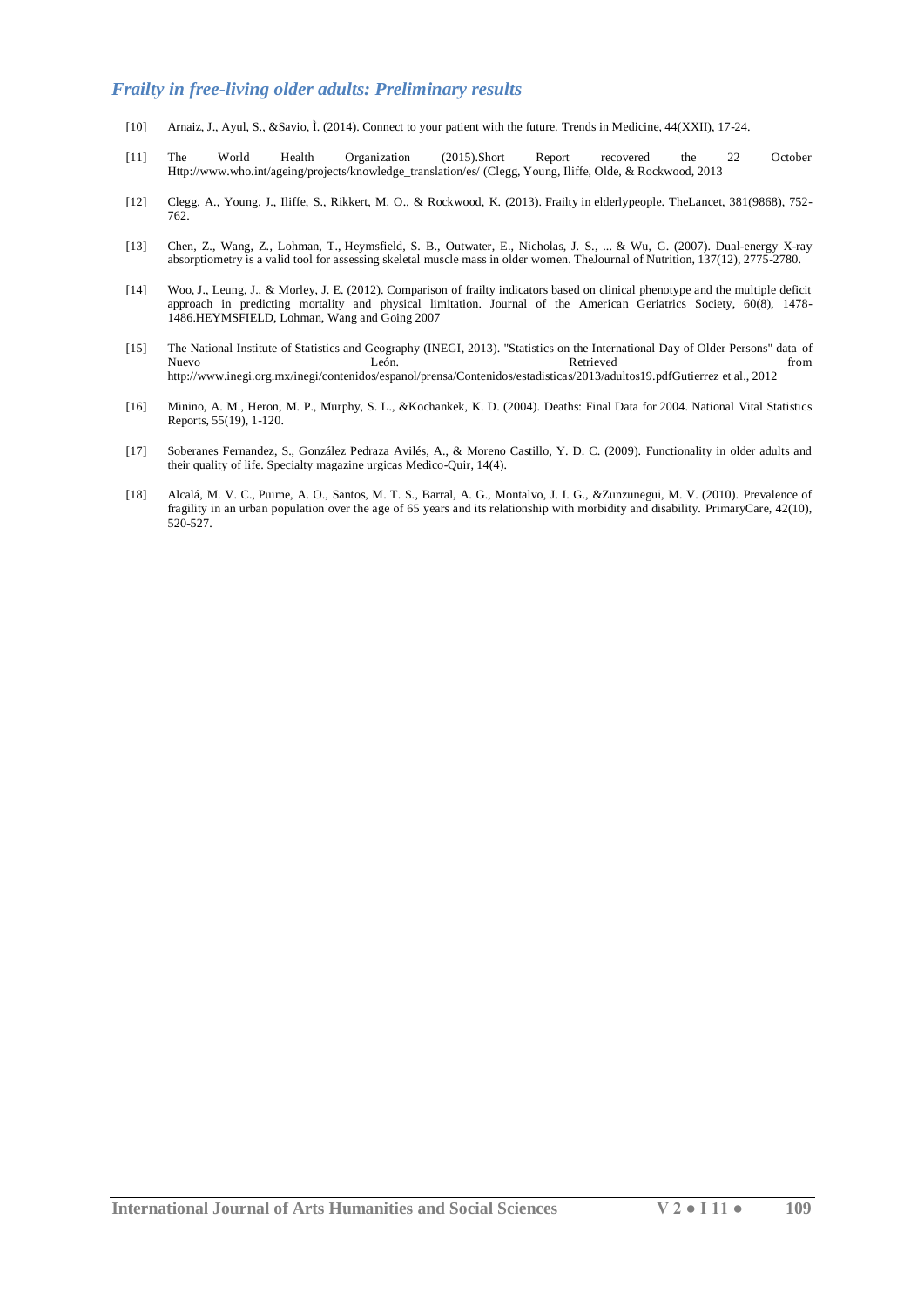[10] Arnaiz, J., Ayul, S., &Savio, Ì. (2014). Connect to your patient with the future. Trends in Medicine, 44(XXII), 17-24.

[11] The World Health Organization (2015).Short Report recovered the 22 October Http://www.who.int/ageing/projects/knowledge_translation/es/ (Clegg, Young, Iliffe, Olde, & Rockwood, 2013

[12] Clegg, A., Young, J., Iliffe, S., Rikkert, M. O., & Rockwood, K. (2013). Frailty in elderlypeople. TheLancet, 381(9868), 752-762.

[13] Chen, Z., Wang, Z., Lohman, T., Heymsfield, S. B., Outwater, E., Nicholas, J. S., ... & Wu, G. (2007). Dual-energy X-ray absorptiometry is a valid tool for assessing skeletal muscle mass in older women. TheJournal of Nutrition, 137(12), 2775-2780.

[14] Woo, J., Leung, J., & Morley, J. E. (2012). Comparison of frailty indicators based on clinical phenotype and the multiple deficit approach in predicting mortality and physical limitation. Journal of the American Geriatrics Society, 60(8), 1478-1486.HEYMSFIELD, Lohman, Wang and Going 2007

[15] The National Institute of Statistics and Geography (INEGI, 2013). "Statistics on the International Day of Older Persons" data of Nuevo León. Retrieved from http://www.inegi.org.mx/inegi/contenidos/espanol/prensa/Contenidos/estadisticas/2013/adultos19.pdfGutierrez et al., 2012

[16] Minino, A. M., Heron, M. P., Murphy, S. L., &Kochankek, K. D. (2004). Deaths: Final Data for 2004. National Vital Statistics Reports, 55(19), 1-120.

[17] Soberanes Fernandez, S., González Pedraza Avilés, A., & Moreno Castillo, Y. D. C. (2009). Functionality in older adults and their quality of life. Specialty magazine urgicas Medico-Quir, 14(4).

[18] Alcalá, M. V. C., Puime, A. O., Santos, M. T. S., Barral, A. G., Montalvo, J. I. G., &Zunzunegui, M. V. (2010). Prevalence of fragility in an urban population over the age of 65 years and its relationship with morbidity and disability. PrimaryCare, 42(10), 520-527.